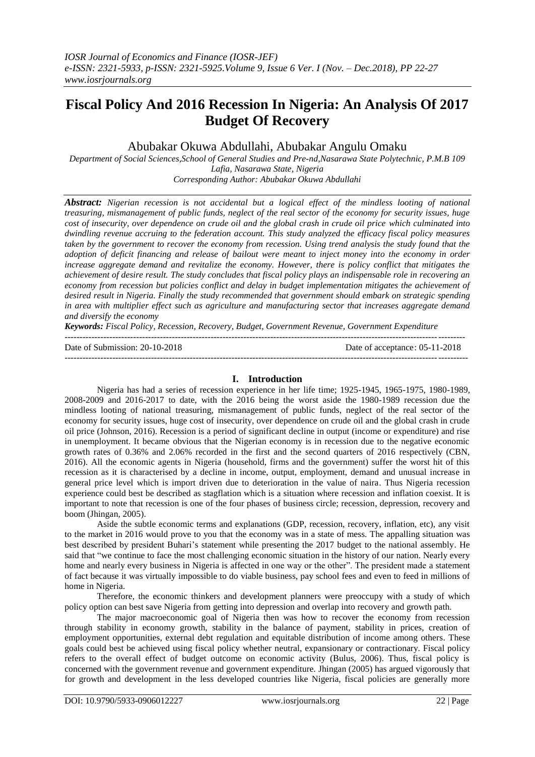# Fiscal Policy And 2016 Recession In Nigeria: An Analysis Of 2017 Budget Of Recovery

Abubakar Okuwa Abdullahi, Abubakar Angulu Omaku

*Department of Social Sciences,School of General Studies and Pre-nd,Nasarawa State Polytechnic, P.M.B 109 Lafia, Nasarawa State, Nigeria*
*Corresponding Author: Abubakar Okuwa Abdullahi*

***Abstract:*** *Nigerian recession is not accidental but a logical effect of the mindless looting of national treasuring, mismanagement of public funds, neglect of the real sector of the economy for security issues, huge cost of insecurity, over dependence on crude oil and the global crash in crude oil price which culminated into dwindling revenue accruing to the federation account. This study analyzed the efficacy fiscal policy measures taken by the government to recover the economy from recession. Using trend analysis the study found that the adoption of deficit financing and release of bailout were meant to inject money into the economy in order increase aggregate demand and revitalize the economy. However, there is policy conflict that mitigates the achievement of desire result. The study concludes that fiscal policy plays an indispensable role in recovering an economy from recession but policies conflict and delay in budget implementation mitigates the achievement of desired result in Nigeria. Finally the study recommended that government should embark on strategic spending in area with multiplier effect such as agriculture and manufacturing sector that increases aggregate demand and diversify the economy*

***Keywords:*** *Fiscal Policy, Recession, Recovery, Budget, Government Revenue, Government Expenditure*

---

Date of Submission: 20-10-2018 Date of acceptance: 05-11-2018

---

## I. Introduction

Nigeria has had a series of recession experience in her life time; 1925-1945, 1965-1975, 1980-1989, 2008-2009 and 2016-2017 to date, with the 2016 being the worst aside the 1980-1989 recession due the mindless looting of national treasuring, mismanagement of public funds, neglect of the real sector of the economy for security issues, huge cost of insecurity, over dependence on crude oil and the global crash in crude oil price (Johnson, 2016). Recession is a period of significant decline in output (income or expenditure) and rise in unemployment. It became obvious that the Nigerian economy is in recession due to the negative economic growth rates of 0.36% and 2.06% recorded in the first and the second quarters of 2016 respectively (CBN, 2016). All the economic agents in Nigeria (household, firms and the government) suffer the worst hit of this recession as it is characterised by a decline in income, output, employment, demand and unusual increase in general price level which is import driven due to deterioration in the value of naira. Thus Nigeria recession experience could best be described as stagflation which is a situation where recession and inflation coexist. It is important to note that recession is one of the four phases of business circle; recession, depression, recovery and boom (Jhingan, 2005).

Aside the subtle economic terms and explanations (GDP, recession, recovery, inflation, etc), any visit to the market in 2016 would prove to you that the economy was in a state of mess. The appalling situation was best described by president Buhari's statement while presenting the 2017 budget to the national assembly. He said that "we continue to face the most challenging economic situation in the history of our nation. Nearly every home and nearly every business in Nigeria is affected in one way or the other". The president made a statement of fact because it was virtually impossible to do viable business, pay school fees and even to feed in millions of home in Nigeria.

Therefore, the economic thinkers and development planners were preoccupy with a study of which policy option can best save Nigeria from getting into depression and overlap into recovery and growth path.

The major macroeconomic goal of Nigeria then was how to recover the economy from recession through stability in economy growth, stability in the balance of payment, stability in prices, creation of employment opportunities, external debt regulation and equitable distribution of income among others. These goals could best be achieved using fiscal policy whether neutral, expansionary or contractionary. Fiscal policy refers to the overall effect of budget outcome on economic activity (Bulus, 2006). Thus, fiscal policy is concerned with the government revenue and government expenditure. Jhingan (2005) has argued vigorously that for growth and development in the less developed countries like Nigeria, fiscal policies are generally more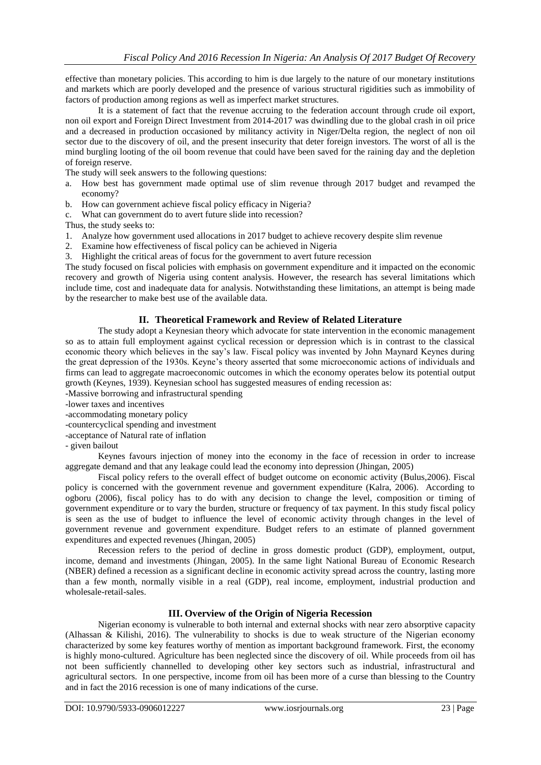effective than monetary policies. This according to him is due largely to the nature of our monetary institutions and markets which are poorly developed and the presence of various structural rigidities such as immobility of factors of production among regions as well as imperfect market structures.

It is a statement of fact that the revenue accruing to the federation account through crude oil export, non oil export and Foreign Direct Investment from 2014-2017 was dwindling due to the global crash in oil price and a decreased in production occasioned by militancy activity in Niger/Delta region, the neglect of non oil sector due to the discovery of oil, and the present insecurity that deter foreign investors. The worst of all is the mind burgling looting of the oil boom revenue that could have been saved for the raining day and the depletion of foreign reserve.

The study will seek answers to the following questions:

a. How best has government made optimal use of slim revenue through 2017 budget and revamped the economy?
b. How can government achieve fiscal policy efficacy in Nigeria?
c. What can government do to avert future slide into recession?

Thus, the study seeks to:

1. Analyze how government used allocations in 2017 budget to achieve recovery despite slim revenue
2. Examine how effectiveness of fiscal policy can be achieved in Nigeria
3. Highlight the critical areas of focus for the government to avert future recession

The study focused on fiscal policies with emphasis on government expenditure and it impacted on the economic recovery and growth of Nigeria using content analysis. However, the research has several limitations which include time, cost and inadequate data for analysis. Notwithstanding these limitations, an attempt is being made by the researcher to make best use of the available data.

## II. Theoretical Framework and Review of Related Literature

The study adopt a Keynesian theory which advocate for state intervention in the economic management so as to attain full employment against cyclical recession or depression which is in contrast to the classical economic theory which believes in the say's law. Fiscal policy was invented by John Maynard Keynes during the great depression of the 1930s. Keyne's theory asserted that some microeconomic actions of individuals and firms can lead to aggregate macroeconomic outcomes in which the economy operates below its potential output growth (Keynes, 1939). Keynesian school has suggested measures of ending recession as:

-Massive borrowing and infrastructural spending

-lower taxes and incentives

-accommodating monetary policy

-countercyclical spending and investment

-acceptance of Natural rate of inflation

- given bailout

Keynes favours injection of money into the economy in the face of recession in order to increase aggregate demand and that any leakage could lead the economy into depression (Jhingan, 2005)

Fiscal policy refers to the overall effect of budget outcome on economic activity (Bulus,2006). Fiscal policy is concerned with the government revenue and government expenditure (Kalra, 2006). According to ogboru (2006), fiscal policy has to do with any decision to change the level, composition or timing of government expenditure or to vary the burden, structure or frequency of tax payment. In this study fiscal policy is seen as the use of budget to influence the level of economic activity through changes in the level of government revenue and government expenditure. Budget refers to an estimate of planned government expenditures and expected revenues (Jhingan, 2005)

Recession refers to the period of decline in gross domestic product (GDP), employment, output, income, demand and investments (Jhingan, 2005). In the same light National Bureau of Economic Research (NBER) defined a recession as a significant decline in economic activity spread across the country, lasting more than a few month, normally visible in a real (GDP), real income, employment, industrial production and wholesale-retail-sales.

## III. Overview of the Origin of Nigeria Recession

Nigerian economy is vulnerable to both internal and external shocks with near zero absorptive capacity (Alhassan & Kilishi, 2016). The vulnerability to shocks is due to weak structure of the Nigerian economy characterized by some key features worthy of mention as important background framework. First, the economy is highly mono-cultured. Agriculture has been neglected since the discovery of oil. While proceeds from oil has not been sufficiently channelled to developing other key sectors such as industrial, infrastructural and agricultural sectors. In one perspective, income from oil has been more of a curse than blessing to the Country and in fact the 2016 recession is one of many indications of the curse.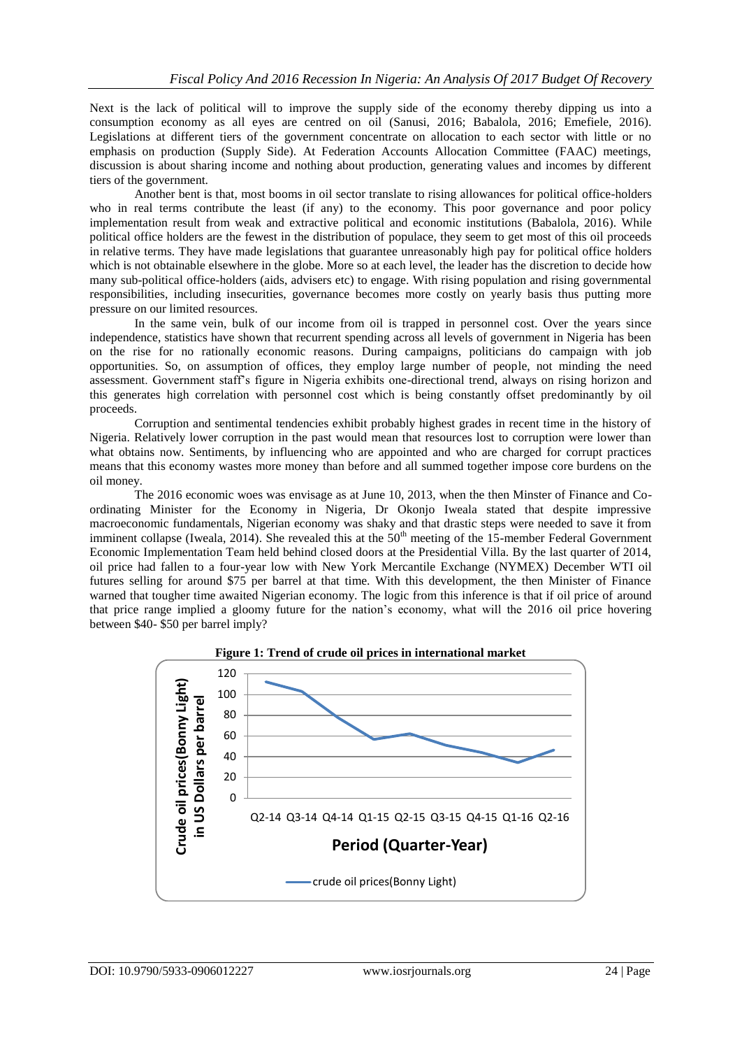Next is the lack of political will to improve the supply side of the economy thereby dipping us into a consumption economy as all eyes are centred on oil (Sanusi, 2016; Babalola, 2016; Emefiele, 2016). Legislations at different tiers of the government concentrate on allocation to each sector with little or no emphasis on production (Supply Side). At Federation Accounts Allocation Committee (FAAC) meetings, discussion is about sharing income and nothing about production, generating values and incomes by different tiers of the government.

Another bent is that, most booms in oil sector translate to rising allowances for political office-holders who in real terms contribute the least (if any) to the economy. This poor governance and poor policy implementation result from weak and extractive political and economic institutions (Babalola, 2016). While political office holders are the fewest in the distribution of populace, they seem to get most of this oil proceeds in relative terms. They have made legislations that guarantee unreasonably high pay for political office holders which is not obtainable elsewhere in the globe. More so at each level, the leader has the discretion to decide how many sub-political office-holders (aids, advisers etc) to engage. With rising population and rising governmental responsibilities, including insecurities, governance becomes more costly on yearly basis thus putting more pressure on our limited resources.

In the same vein, bulk of our income from oil is trapped in personnel cost. Over the years since independence, statistics have shown that recurrent spending across all levels of government in Nigeria has been on the rise for no rationally economic reasons. During campaigns, politicians do campaign with job opportunities. So, on assumption of offices, they employ large number of people, not minding the need assessment. Government staff's figure in Nigeria exhibits one-directional trend, always on rising horizon and this generates high correlation with personnel cost which is being constantly offset predominantly by oil proceeds.

Corruption and sentimental tendencies exhibit probably highest grades in recent time in the history of Nigeria. Relatively lower corruption in the past would mean that resources lost to corruption were lower than what obtains now. Sentiments, by influencing who are appointed and who are charged for corrupt practices means that this economy wastes more money than before and all summed together impose core burdens on the oil money.

The 2016 economic woes was envisage as at June 10, 2013, when the then Minster of Finance and Co-ordinating Minister for the Economy in Nigeria, Dr Okonjo Iweala stated that despite impressive macroeconomic fundamentals, Nigerian economy was shaky and that drastic steps were needed to save it from imminent collapse (Iweala, 2014). She revealed this at the 50th meeting of the 15-member Federal Government Economic Implementation Team held behind closed doors at the Presidential Villa. By the last quarter of 2014, oil price had fallen to a four-year low with New York Mercantile Exchange (NYMEX) December WTI oil futures selling for around $75 per barrel at that time. With this development, the then Minister of Finance warned that tougher time awaited Nigerian economy. The logic from this inference is that if oil price of around that price range implied a gloomy future for the nation's economy, what will the 2016 oil price hovering between $40- $50 per barrel imply?

**Figure 1: Trend of crude oil prices in international market**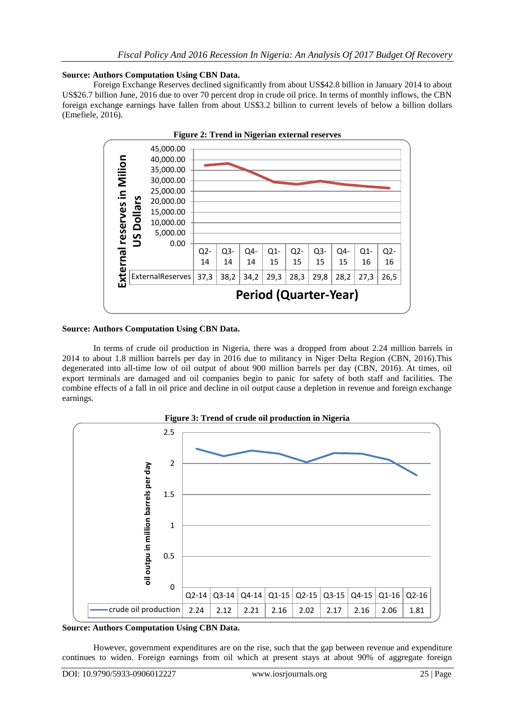**Source: Authors Computation Using CBN Data.**

Foreign Exchange Reserves declined significantly from about US$42.8 billion in January 2014 to about US$26.7 billion June, 2016 due to over 70 percent drop in crude oil price. In terms of monthly inflows, the CBN foreign exchange earnings have fallen from about US$3.2 billion to current levels of below a billion dollars (Emefiele, 2016).

**Figure 2: Trend in Nigerian external reserves**

| | Q2-14 | Q3-14 | Q4-14 | Q1-15 | Q2-15 | Q3-15 | Q4-15 | Q1-16 | Q2-16 |
|---|---|---|---|---|---|---|---|---|---|
| ExternalReserves | 37,3 | 38,2 | 34,2 | 29,3 | 28,3 | 29,8 | 28,2 | 27,3 | 26,5 |

Period (Quarter-Year)

External reserves in Milion US Dollars

**Source: Authors Computation Using CBN Data.**

In terms of crude oil production in Nigeria, there was a dropped from about 2.24 million barrels in 2014 to about 1.8 million barrels per day in 2016 due to militancy in Niger Delta Region (CBN, 2016).This degenerated into all-time low of oil output of about 900 million barrels per day (CBN, 2016). At times, oil export terminals are damaged and oil companies begin to panic for safety of both staff and facilities. The combine effects of a fall in oil price and decline in oil output cause a depletion in revenue and foreign exchange earnings.

**Figure 3: Trend of crude oil production in Nigeria**

| | Q2-14 | Q3-14 | Q4-14 | Q1-15 | Q2-15 | Q3-15 | Q4-15 | Q1-16 | Q2-16 |
|---|---|---|---|---|---|---|---|---|---|
| crude oil production | 2.24 | 2.12 | 2.21 | 2.16 | 2.02 | 2.17 | 2.16 | 2.06 | 1.81 |

oil outpu in million barrels per day

**Source: Authors Computation Using CBN Data.**

However, government expenditures are on the rise, such that the gap between revenue and expenditure continues to widen. Foreign earnings from oil which at present stays at about 90% of aggregate foreign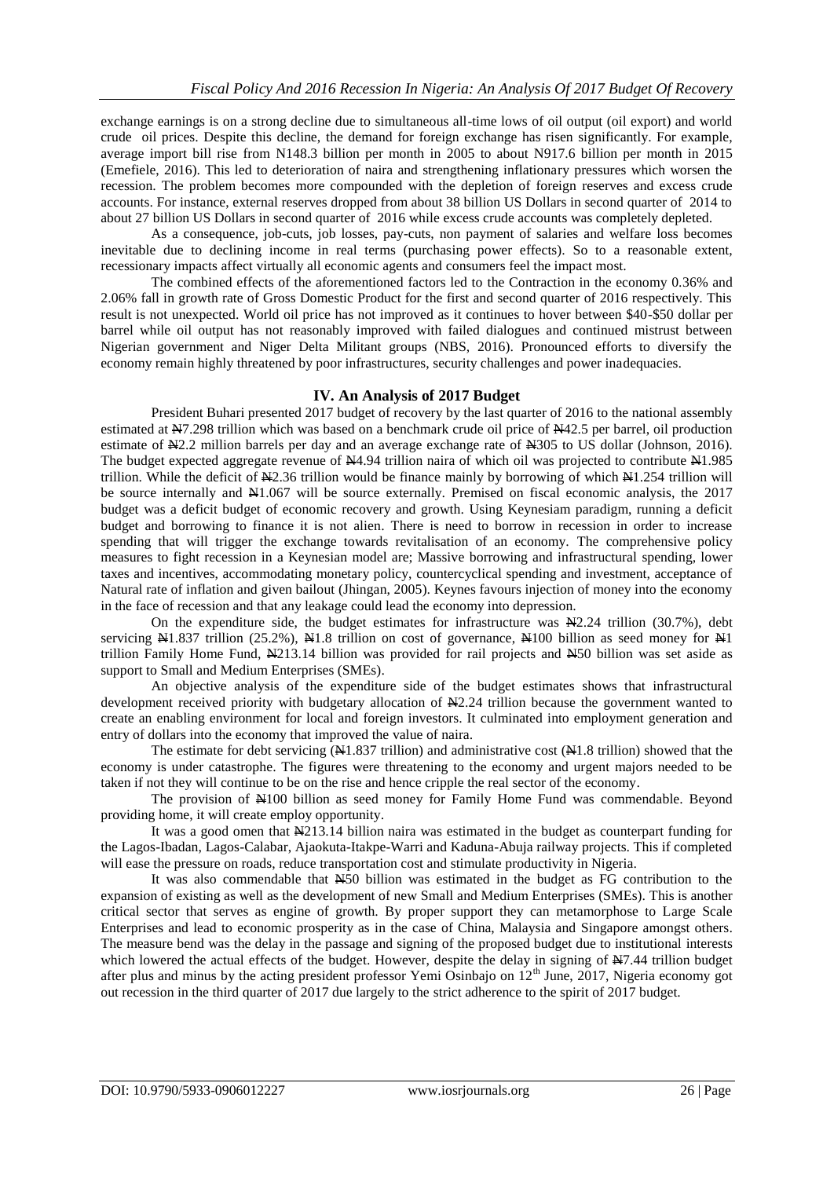exchange earnings is on a strong decline due to simultaneous all-time lows of oil output (oil export) and world crude oil prices. Despite this decline, the demand for foreign exchange has risen significantly. For example, average import bill rise from N148.3 billion per month in 2005 to about N917.6 billion per month in 2015 (Emefiele, 2016). This led to deterioration of naira and strengthening inflationary pressures which worsen the recession. The problem becomes more compounded with the depletion of foreign reserves and excess crude accounts. For instance, external reserves dropped from about 38 billion US Dollars in second quarter of 2014 to about 27 billion US Dollars in second quarter of 2016 while excess crude accounts was completely depleted.

As a consequence, job-cuts, job losses, pay-cuts, non payment of salaries and welfare loss becomes inevitable due to declining income in real terms (purchasing power effects). So to a reasonable extent, recessionary impacts affect virtually all economic agents and consumers feel the impact most.

The combined effects of the aforementioned factors led to the Contraction in the economy 0.36% and 2.06% fall in growth rate of Gross Domestic Product for the first and second quarter of 2016 respectively. This result is not unexpected. World oil price has not improved as it continues to hover between \$40-\$50 dollar per barrel while oil output has not reasonably improved with failed dialogues and continued mistrust between Nigerian government and Niger Delta Militant groups (NBS, 2016). Pronounced efforts to diversify the economy remain highly threatened by poor infrastructures, security challenges and power inadequacies.

## IV. An Analysis of 2017 Budget

President Buhari presented 2017 budget of recovery by the last quarter of 2016 to the national assembly estimated at ₦7.298 trillion which was based on a benchmark crude oil price of ₦42.5 per barrel, oil production estimate of ₦2.2 million barrels per day and an average exchange rate of ₦305 to US dollar (Johnson, 2016). The budget expected aggregate revenue of ₦4.94 trillion naira of which oil was projected to contribute ₦1.985 trillion. While the deficit of ₦2.36 trillion would be finance mainly by borrowing of which ₦1.254 trillion will be source internally and ₦1.067 will be source externally. Premised on fiscal economic analysis, the 2017 budget was a deficit budget of economic recovery and growth. Using Keynesiam paradigm, running a deficit budget and borrowing to finance it is not alien. There is need to borrow in recession in order to increase spending that will trigger the exchange towards revitalisation of an economy. The comprehensive policy measures to fight recession in a Keynesian model are; Massive borrowing and infrastructural spending, lower taxes and incentives, accommodating monetary policy, countercyclical spending and investment, acceptance of Natural rate of inflation and given bailout (Jhingan, 2005). Keynes favours injection of money into the economy in the face of recession and that any leakage could lead the economy into depression.

On the expenditure side, the budget estimates for infrastructure was ₦2.24 trillion (30.7%), debt servicing ₦1.837 trillion (25.2%), ₦1.8 trillion on cost of governance, ₦100 billion as seed money for ₦1 trillion Family Home Fund, ₦213.14 billion was provided for rail projects and ₦50 billion was set aside as support to Small and Medium Enterprises (SMEs).

An objective analysis of the expenditure side of the budget estimates shows that infrastructural development received priority with budgetary allocation of ₦2.24 trillion because the government wanted to create an enabling environment for local and foreign investors. It culminated into employment generation and entry of dollars into the economy that improved the value of naira.

The estimate for debt servicing (₦1.837 trillion) and administrative cost (₦1.8 trillion) showed that the economy is under catastrophe. The figures were threatening to the economy and urgent majors needed to be taken if not they will continue to be on the rise and hence cripple the real sector of the economy.

The provision of ₦100 billion as seed money for Family Home Fund was commendable. Beyond providing home, it will create employ opportunity.

It was a good omen that ₦213.14 billion naira was estimated in the budget as counterpart funding for the Lagos-Ibadan, Lagos-Calabar, Ajaokuta-Itakpe-Warri and Kaduna-Abuja railway projects. This if completed will ease the pressure on roads, reduce transportation cost and stimulate productivity in Nigeria.

It was also commendable that ₦50 billion was estimated in the budget as FG contribution to the expansion of existing as well as the development of new Small and Medium Enterprises (SMEs). This is another critical sector that serves as engine of growth. By proper support they can metamorphose to Large Scale Enterprises and lead to economic prosperity as in the case of China, Malaysia and Singapore amongst others. The measure bend was the delay in the passage and signing of the proposed budget due to institutional interests which lowered the actual effects of the budget. However, despite the delay in signing of ₦7.44 trillion budget after plus and minus by the acting president professor Yemi Osinbajo on 12th June, 2017, Nigeria economy got out recession in the third quarter of 2017 due largely to the strict adherence to the spirit of 2017 budget.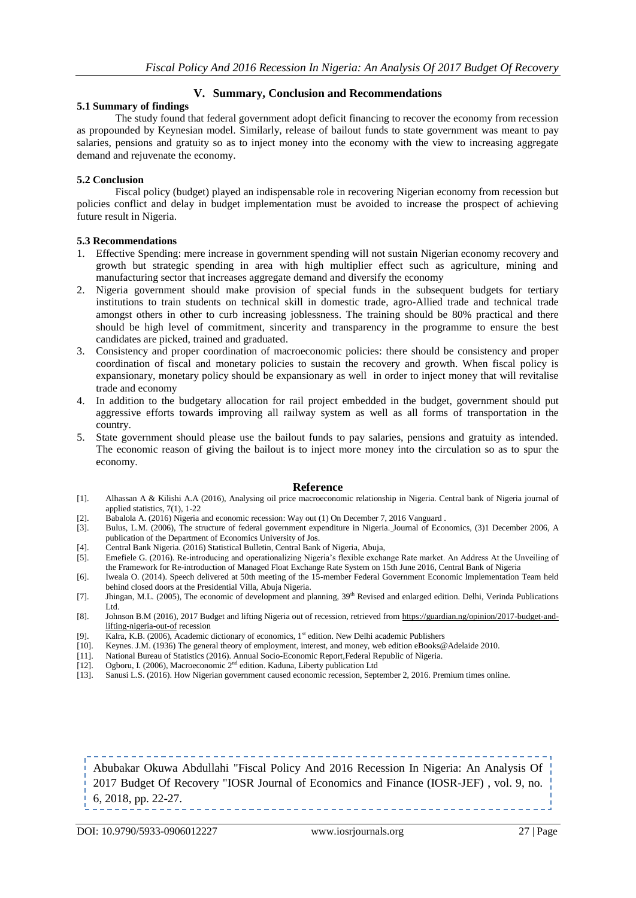## V. Summary, Conclusion and Recommendations

### 5.1 Summary of findings

The study found that federal government adopt deficit financing to recover the economy from recession as propounded by Keynesian model. Similarly, release of bailout funds to state government was meant to pay salaries, pensions and gratuity so as to inject money into the economy with the view to increasing aggregate demand and rejuvenate the economy.

### 5.2 Conclusion

Fiscal policy (budget) played an indispensable role in recovering Nigerian economy from recession but policies conflict and delay in budget implementation must be avoided to increase the prospect of achieving future result in Nigeria.

### 5.3 Recommendations

1. Effective Spending: mere increase in government spending will not sustain Nigerian economy recovery and growth but strategic spending in area with high multiplier effect such as agriculture, mining and manufacturing sector that increases aggregate demand and diversify the economy
2. Nigeria government should make provision of special funds in the subsequent budgets for tertiary institutions to train students on technical skill in domestic trade, agro-Allied trade and technical trade amongst others in other to curb increasing joblessness. The training should be 80% practical and there should be high level of commitment, sincerity and transparency in the programme to ensure the best candidates are picked, trained and graduated.
3. Consistency and proper coordination of macroeconomic policies: there should be consistency and proper coordination of fiscal and monetary policies to sustain the recovery and growth. When fiscal policy is expansionary, monetary policy should be expansionary as well in order to inject money that will revitalise trade and economy
4. In addition to the budgetary allocation for rail project embedded in the budget, government should put aggressive efforts towards improving all railway system as well as all forms of transportation in the country.
5. State government should please use the bailout funds to pay salaries, pensions and gratuity as intended. The economic reason of giving the bailout is to inject more money into the circulation so as to spur the economy.

## Reference

[1]. Alhassan A & Kilishi A.A (2016), Analysing oil price macroeconomic relationship in Nigeria. Central bank of Nigeria journal of applied statistics, 7(1), 1-22

[2]. Babalola A. (2016) Nigeria and economic recession: Way out (1) On December 7, 2016 Vanguard .

[3]. Bulus, L.M. (2006), The structure of federal government expenditure in Nigeria. Journal of Economics, (3)1 December 2006, A publication of the Department of Economics University of Jos.

[4]. Central Bank Nigeria. (2016) Statistical Bulletin, Central Bank of Nigeria, Abuja,

[5]. Emefiele G. (2016). Re-introducing and operationalizing Nigeria's flexible exchange Rate market. An Address At the Unveiling of the Framework for Re-introduction of Managed Float Exchange Rate System on 15th June 2016, Central Bank of Nigeria

[6]. Iweala O. (2014). Speech delivered at 50th meeting of the 15-member Federal Government Economic Implementation Team held behind closed doors at the Presidential Villa, Abuja Nigeria.

[7]. Jhingan, M.L. (2005), The economic of development and planning, 39th Revised and enlarged edition. Delhi, Verinda Publications Ltd.

[8]. Johnson B.M (2016), 2017 Budget and lifting Nigeria out of recession, retrieved from https://guardian.ng/opinion/2017-budget-and-lifting-nigeria-out-of recession

[9]. Kalra, K.B. (2006), Academic dictionary of economics, 1st edition. New Delhi academic Publishers

[10]. Keynes. J.M. (1936) The general theory of employment, interest, and money, web edition eBooks@Adelaide 2010.

[11]. National Bureau of Statistics (2016). Annual Socio-Economic Report,Federal Republic of Nigeria.

[12]. Ogboru, I. (2006), Macroeconomic 2nd edition. Kaduna, Liberty publication Ltd

[13]. Sanusi L.S. (2016). How Nigerian government caused economic recession, September 2, 2016. Premium times online.

Abubakar Okuwa Abdullahi "Fiscal Policy And 2016 Recession In Nigeria: An Analysis Of 2017 Budget Of Recovery "IOSR Journal of Economics and Finance (IOSR-JEF) , vol. 9, no. 6, 2018, pp. 22-27.